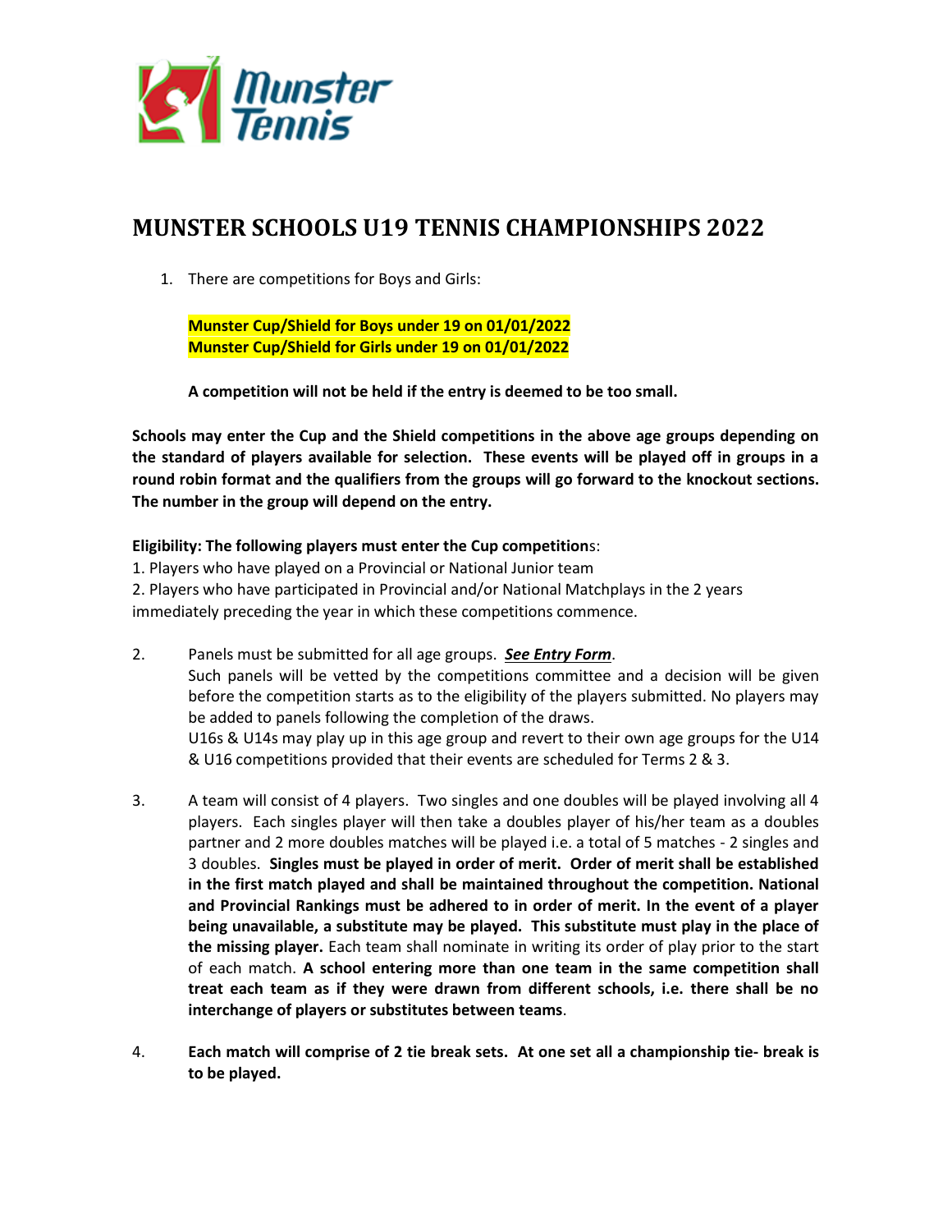Munster Tennis

# MUNSTER SCHOOLS U19 TENNIS CHAMPIONSHIPS 2022

1. There are competitions for Boys and Girls:

   **Munster Cup/Shield for Boys under 19 on 01/01/2022**
   **Munster Cup/Shield for Girls under 19 on 01/01/2022**

   **A competition will not be held if the entry is deemed to be too small.**

**Schools may enter the Cup and the Shield competitions in the above age groups depending on the standard of players available for selection. These events will be played off in groups in a round robin format and the qualifiers from the groups will go forward to the knockout sections. The number in the group will depend on the entry.**

**Eligibility: The following players must enter the Cup competition**s:
1. Players who have played on a Provincial or National Junior team
2. Players who have participated in Provincial and/or National Matchplays in the 2 years immediately preceding the year in which these competitions commence.

2. Panels must be submitted for all age groups. ***See Entry Form***.
   Such panels will be vetted by the competitions committee and a decision will be given before the competition starts as to the eligibility of the players submitted. No players may be added to panels following the completion of the draws.
   U16s & U14s may play up in this age group and revert to their own age groups for the U14 & U16 competitions provided that their events are scheduled for Terms 2 & 3.

3. A team will consist of 4 players. Two singles and one doubles will be played involving all 4 players. Each singles player will then take a doubles player of his/her team as a doubles partner and 2 more doubles matches will be played i.e. a total of 5 matches - 2 singles and 3 doubles. **Singles must be played in order of merit. Order of merit shall be established in the first match played and shall be maintained throughout the competition. National and Provincial Rankings must be adhered to in order of merit. In the event of a player being unavailable, a substitute may be played. This substitute must play in the place of the missing player.** Each team shall nominate in writing its order of play prior to the start of each match. **A school entering more than one team in the same competition shall treat each team as if they were drawn from different schools, i.e. there shall be no interchange of players or substitutes between teams**.

4. **Each match will comprise of 2 tie break sets. At one set all a championship tie- break is to be played.**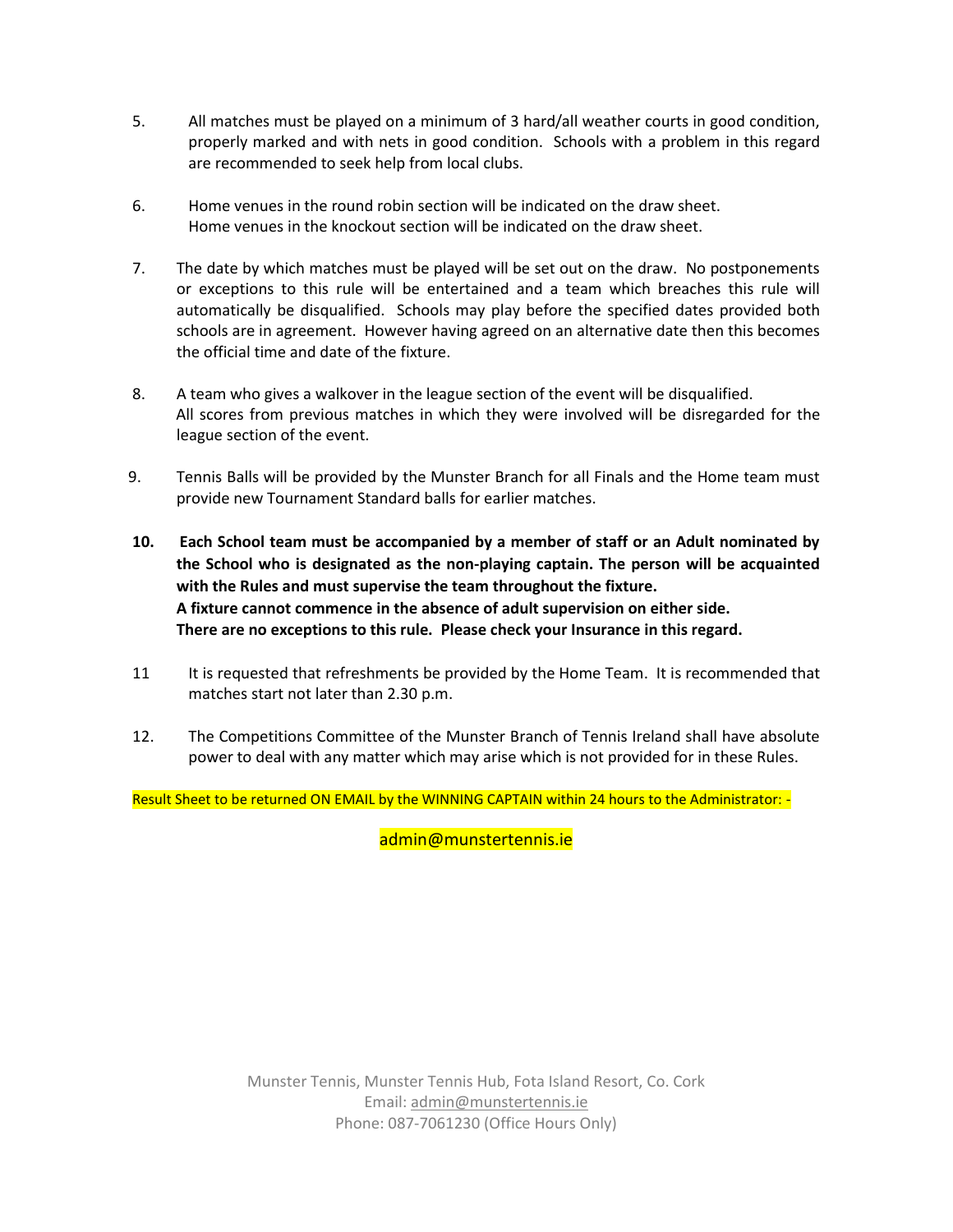5. All matches must be played on a minimum of 3 hard/all weather courts in good condition, properly marked and with nets in good condition. Schools with a problem in this regard are recommended to seek help from local clubs.

6. Home venues in the round robin section will be indicated on the draw sheet.
   Home venues in the knockout section will be indicated on the draw sheet.

7. The date by which matches must be played will be set out on the draw. No postponements or exceptions to this rule will be entertained and a team which breaches this rule will automatically be disqualified. Schools may play before the specified dates provided both schools are in agreement. However having agreed on an alternative date then this becomes the official time and date of the fixture.

8. A team who gives a walkover in the league section of the event will be disqualified.
   All scores from previous matches in which they were involved will be disregarded for the league section of the event.

9. Tennis Balls will be provided by the Munster Branch for all Finals and the Home team must provide new Tournament Standard balls for earlier matches.

10. **Each School team must be accompanied by a member of staff or an Adult nominated by the School who is designated as the non-playing captain. The person will be acquainted with the Rules and must supervise the team throughout the fixture.**
    **A fixture cannot commence in the absence of adult supervision on either side.**
    **There are no exceptions to this rule. Please check your Insurance in this regard.**

11 It is requested that refreshments be provided by the Home Team. It is recommended that matches start not later than 2.30 p.m.

12. The Competitions Committee of the Munster Branch of Tennis Ireland shall have absolute power to deal with any matter which may arise which is not provided for in these Rules.

Result Sheet to be returned ON EMAIL by the WINNING CAPTAIN within 24 hours to the Administrator: -

admin@munstertennis.ie

Munster Tennis, Munster Tennis Hub, Fota Island Resort, Co. Cork
Email: admin@munstertennis.ie
Phone: 087-7061230 (Office Hours Only)